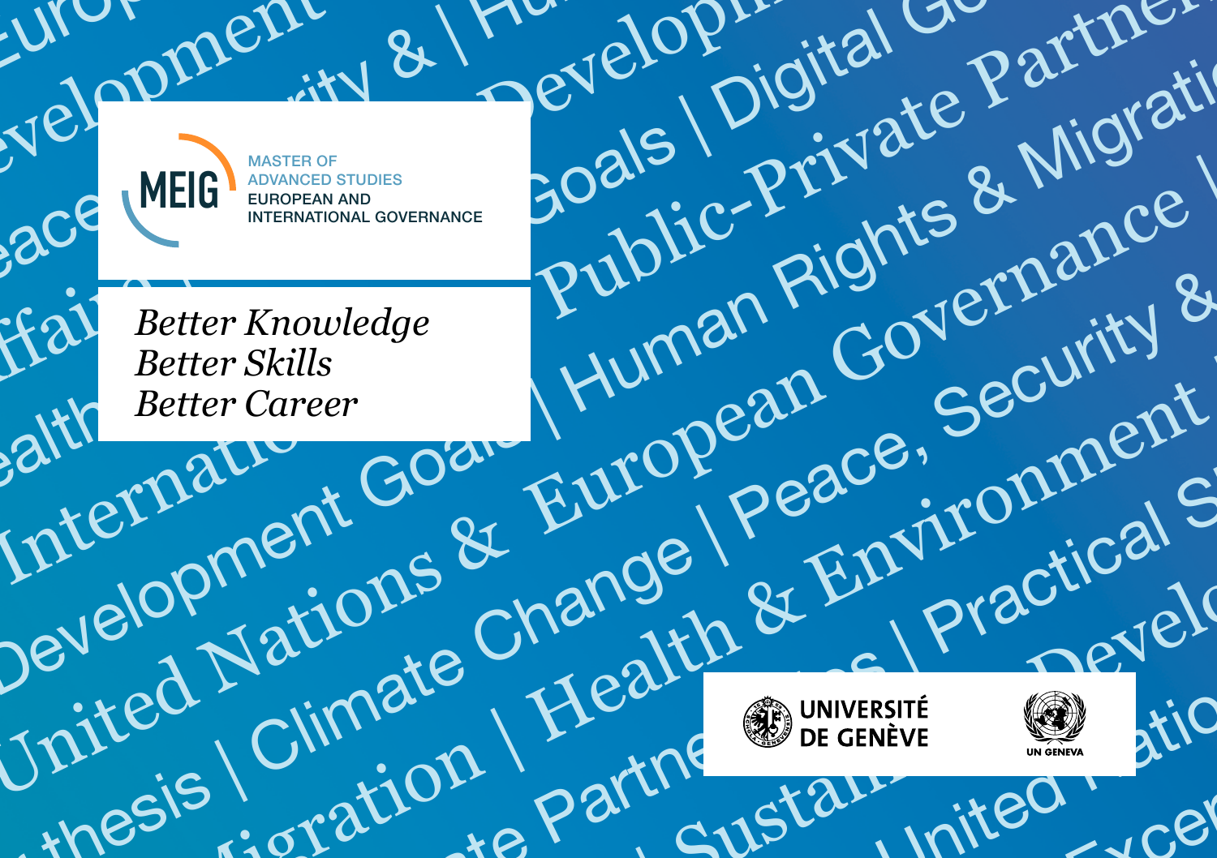# MEIG

MASTER OF ADVANCED STUDIES
EUROPEAN AND INTERNATIONAL GOVERNANCE

*Better Knowledge*
*Better Skills*
*Better Career*

UNIVERSITÉ DE GENÈVE

UN GENEVA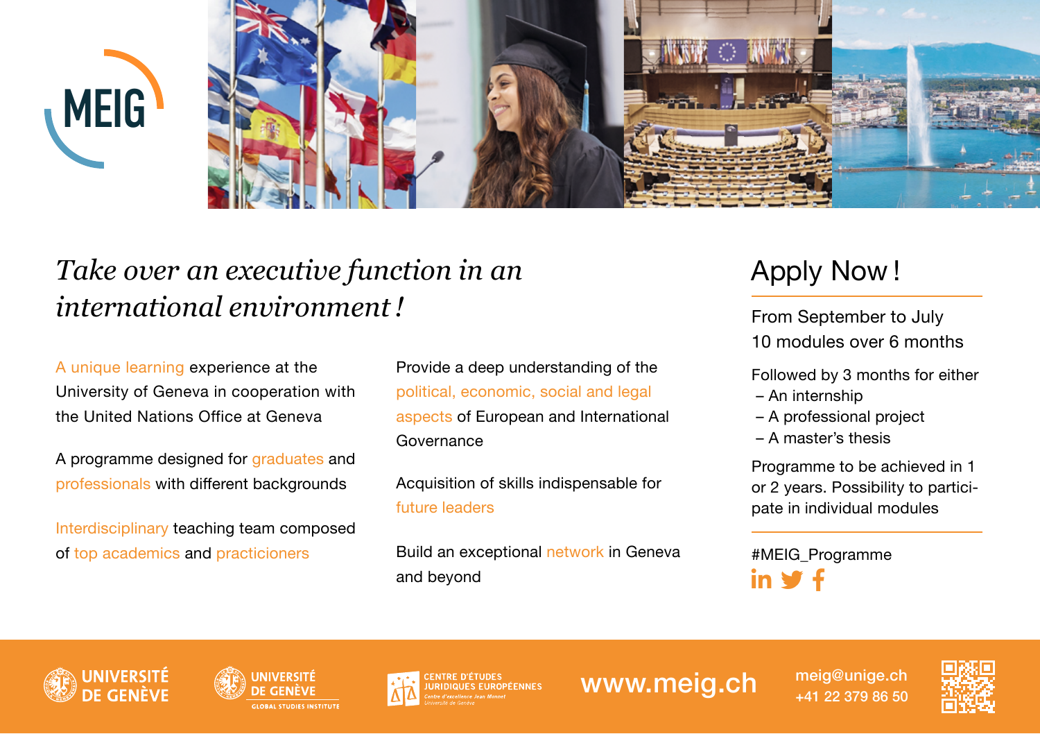MEIG

# *Take over an executive function in an international environment !*

A unique learning experience at the University of Geneva in cooperation with the United Nations Office at Geneva

A programme designed for graduates and professionals with different backgrounds

Interdisciplinary teaching team composed of top academics and practicioners

Provide a deep understanding of the political, economic, social and legal aspects of European and International Governance

Acquisition of skills indispensable for future leaders

Build an exceptional network in Geneva and beyond

## Apply Now !

From September to July
10 modules over 6 months

Followed by 3 months for either
– An internship
– A professional project
– A master's thesis

Programme to be achieved in 1 or 2 years. Possibility to participate in individual modules

#MEIG_Programme

UNIVERSITÉ DE GENÈVE

UNIVERSITÉ DE GENÈVE GLOBAL STUDIES INSTITUTE

CENTRE D'ÉTUDES JURIDIQUES EUROPÉENNES
Centre d'excellence Jean Monnet
Université de Genève

www.meig.ch

meig@unige.ch
+41 22 379 86 50